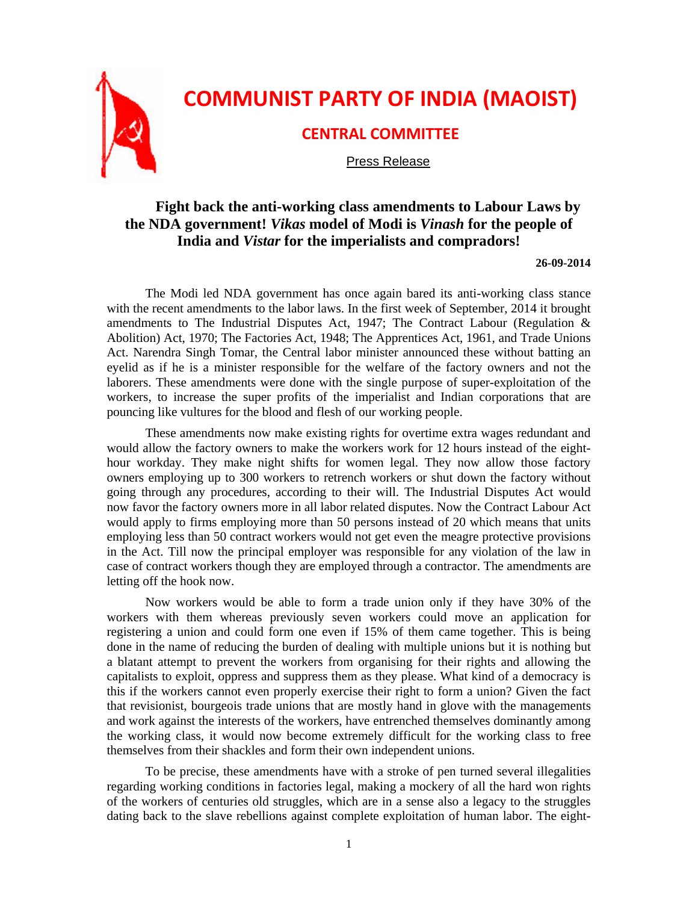# COMMUNIST PARTY OF INDIA (MAOIST)

## CENTRAL COMMITTEE

Press Release

### Fight back the anti-working class amendments to Labour Laws by the NDA government! *Vikas* model of Modi is *Vinash* for the people of India and *Vistar* for the imperialists and compradors!

**26-09-2014**

The Modi led NDA government has once again bared its anti-working class stance with the recent amendments to the labor laws. In the first week of September, 2014 it brought amendments to The Industrial Disputes Act, 1947; The Contract Labour (Regulation & Abolition) Act, 1970; The Factories Act, 1948; The Apprentices Act, 1961, and Trade Unions Act. Narendra Singh Tomar, the Central labor minister announced these without batting an eyelid as if he is a minister responsible for the welfare of the factory owners and not the laborers. These amendments were done with the single purpose of super-exploitation of the workers, to increase the super profits of the imperialist and Indian corporations that are pouncing like vultures for the blood and flesh of our working people.

These amendments now make existing rights for overtime extra wages redundant and would allow the factory owners to make the workers work for 12 hours instead of the eight-hour workday. They make night shifts for women legal. They now allow those factory owners employing up to 300 workers to retrench workers or shut down the factory without going through any procedures, according to their will. The Industrial Disputes Act would now favor the factory owners more in all labor related disputes. Now the Contract Labour Act would apply to firms employing more than 50 persons instead of 20 which means that units employing less than 50 contract workers would not get even the meagre protective provisions in the Act. Till now the principal employer was responsible for any violation of the law in case of contract workers though they are employed through a contractor. The amendments are letting off the hook now.

Now workers would be able to form a trade union only if they have 30% of the workers with them whereas previously seven workers could move an application for registering a union and could form one even if 15% of them came together. This is being done in the name of reducing the burden of dealing with multiple unions but it is nothing but a blatant attempt to prevent the workers from organising for their rights and allowing the capitalists to exploit, oppress and suppress them as they please. What kind of a democracy is this if the workers cannot even properly exercise their right to form a union? Given the fact that revisionist, bourgeois trade unions that are mostly hand in glove with the managements and work against the interests of the workers, have entrenched themselves dominantly among the working class, it would now become extremely difficult for the working class to free themselves from their shackles and form their own independent unions.

To be precise, these amendments have with a stroke of pen turned several illegalities regarding working conditions in factories legal, making a mockery of all the hard won rights of the workers of centuries old struggles, which are in a sense also a legacy to the struggles dating back to the slave rebellions against complete exploitation of human labor. The eight-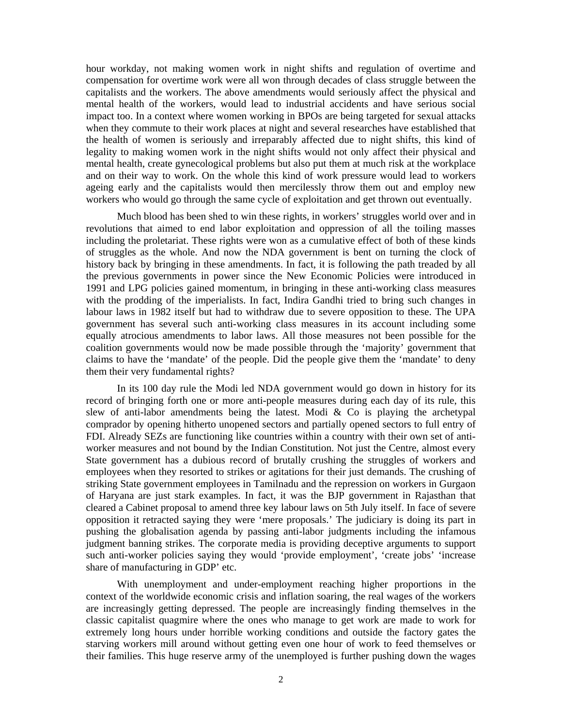hour workday, not making women work in night shifts and regulation of overtime and compensation for overtime work were all won through decades of class struggle between the capitalists and the workers. The above amendments would seriously affect the physical and mental health of the workers, would lead to industrial accidents and have serious social impact too. In a context where women working in BPOs are being targeted for sexual attacks when they commute to their work places at night and several researches have established that the health of women is seriously and irreparably affected due to night shifts, this kind of legality to making women work in the night shifts would not only affect their physical and mental health, create gynecological problems but also put them at much risk at the workplace and on their way to work. On the whole this kind of work pressure would lead to workers ageing early and the capitalists would then mercilessly throw them out and employ new workers who would go through the same cycle of exploitation and get thrown out eventually.

Much blood has been shed to win these rights, in workers' struggles world over and in revolutions that aimed to end labor exploitation and oppression of all the toiling masses including the proletariat. These rights were won as a cumulative effect of both of these kinds of struggles as the whole. And now the NDA government is bent on turning the clock of history back by bringing in these amendments. In fact, it is following the path treaded by all the previous governments in power since the New Economic Policies were introduced in 1991 and LPG policies gained momentum, in bringing in these anti-working class measures with the prodding of the imperialists. In fact, Indira Gandhi tried to bring such changes in labour laws in 1982 itself but had to withdraw due to severe opposition to these. The UPA government has several such anti-working class measures in its account including some equally atrocious amendments to labor laws. All those measures not been possible for the coalition governments would now be made possible through the 'majority' government that claims to have the 'mandate' of the people. Did the people give them the 'mandate' to deny them their very fundamental rights?

In its 100 day rule the Modi led NDA government would go down in history for its record of bringing forth one or more anti-people measures during each day of its rule, this slew of anti-labor amendments being the latest. Modi & Co is playing the archetypal comprador by opening hitherto unopened sectors and partially opened sectors to full entry of FDI. Already SEZs are functioning like countries within a country with their own set of anti-worker measures and not bound by the Indian Constitution. Not just the Centre, almost every State government has a dubious record of brutally crushing the struggles of workers and employees when they resorted to strikes or agitations for their just demands. The crushing of striking State government employees in Tamilnadu and the repression on workers in Gurgaon of Haryana are just stark examples. In fact, it was the BJP government in Rajasthan that cleared a Cabinet proposal to amend three key labour laws on 5th July itself. In face of severe opposition it retracted saying they were 'mere proposals.' The judiciary is doing its part in pushing the globalisation agenda by passing anti-labor judgments including the infamous judgment banning strikes. The corporate media is providing deceptive arguments to support such anti-worker policies saying they would 'provide employment', 'create jobs' 'increase share of manufacturing in GDP' etc.

With unemployment and under-employment reaching higher proportions in the context of the worldwide economic crisis and inflation soaring, the real wages of the workers are increasingly getting depressed. The people are increasingly finding themselves in the classic capitalist quagmire where the ones who manage to get work are made to work for extremely long hours under horrible working conditions and outside the factory gates the starving workers mill around without getting even one hour of work to feed themselves or their families. This huge reserve army of the unemployed is further pushing down the wages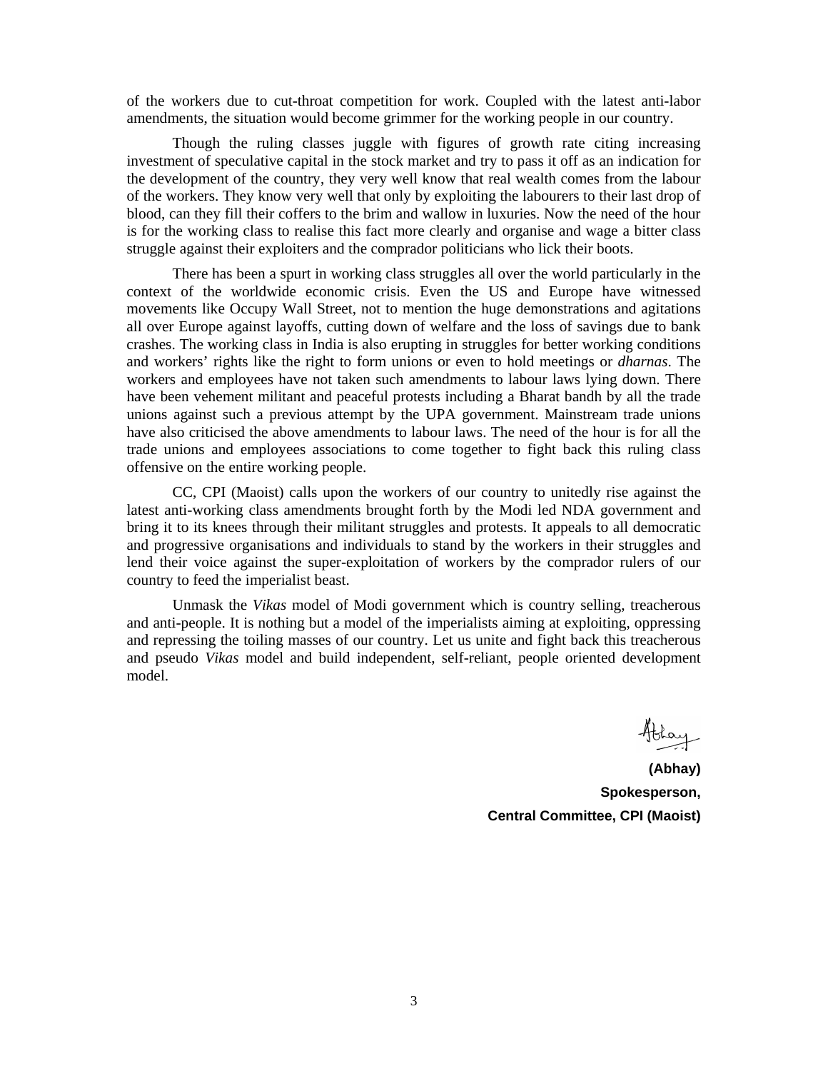of the workers due to cut-throat competition for work. Coupled with the latest anti-labor amendments, the situation would become grimmer for the working people in our country.

Though the ruling classes juggle with figures of growth rate citing increasing investment of speculative capital in the stock market and try to pass it off as an indication for the development of the country, they very well know that real wealth comes from the labour of the workers. They know very well that only by exploiting the labourers to their last drop of blood, can they fill their coffers to the brim and wallow in luxuries. Now the need of the hour is for the working class to realise this fact more clearly and organise and wage a bitter class struggle against their exploiters and the comprador politicians who lick their boots.

There has been a spurt in working class struggles all over the world particularly in the context of the worldwide economic crisis. Even the US and Europe have witnessed movements like Occupy Wall Street, not to mention the huge demonstrations and agitations all over Europe against layoffs, cutting down of welfare and the loss of savings due to bank crashes. The working class in India is also erupting in struggles for better working conditions and workers' rights like the right to form unions or even to hold meetings or *dharnas*. The workers and employees have not taken such amendments to labour laws lying down. There have been vehement militant and peaceful protests including a Bharat bandh by all the trade unions against such a previous attempt by the UPA government. Mainstream trade unions have also criticised the above amendments to labour laws. The need of the hour is for all the trade unions and employees associations to come together to fight back this ruling class offensive on the entire working people.

CC, CPI (Maoist) calls upon the workers of our country to unitedly rise against the latest anti-working class amendments brought forth by the Modi led NDA government and bring it to its knees through their militant struggles and protests. It appeals to all democratic and progressive organisations and individuals to stand by the workers in their struggles and lend their voice against the super-exploitation of workers by the comprador rulers of our country to feed the imperialist beast.

Unmask the *Vikas* model of Modi government which is country selling, treacherous and anti-people. It is nothing but a model of the imperialists aiming at exploiting, oppressing and repressing the toiling masses of our country. Let us unite and fight back this treacherous and pseudo *Vikas* model and build independent, self-reliant, people oriented development model.

Abhay

**(Abhay)**
**Spokesperson,**
**Central Committee, CPI (Maoist)**